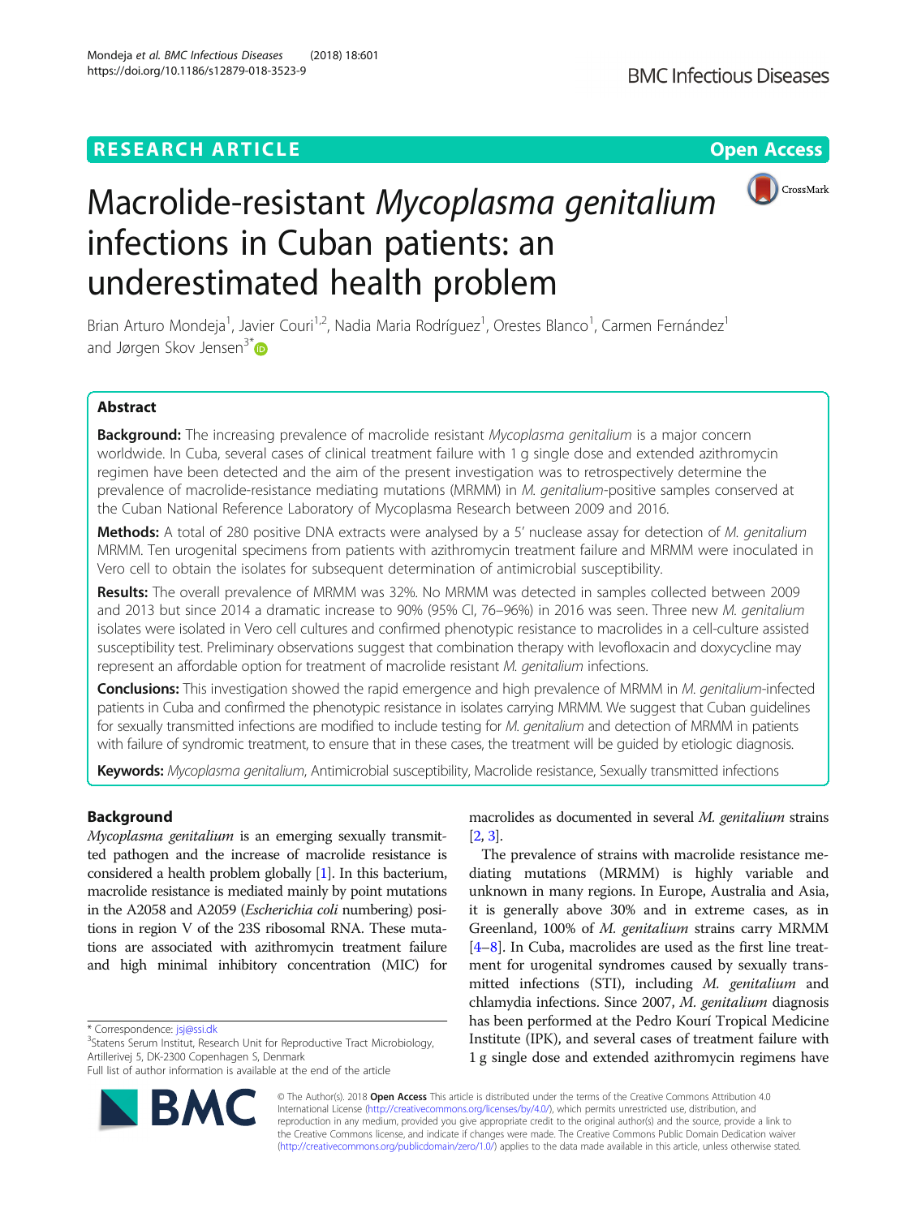RESEARCH ARTICLE

Open Access

# Macrolide-resistant *Mycoplasma genitalium* infections in Cuban patients: an underestimated health problem

Brian Arturo Mondeja[1], Javier Couri[1,2], Nadia Maria Rodríguez[1], Orestes Blanco[1], Carmen Fernández[1] and Jørgen Skov Jensen[3*]

## Abstract

**Background:** The increasing prevalence of macrolide resistant *Mycoplasma genitalium* is a major concern worldwide. In Cuba, several cases of clinical treatment failure with 1 g single dose and extended azithromycin regimen have been detected and the aim of the present investigation was to retrospectively determine the prevalence of macrolide-resistance mediating mutations (MRMM) in *M. genitalium*-positive samples conserved at the Cuban National Reference Laboratory of Mycoplasma Research between 2009 and 2016.

**Methods:** A total of 280 positive DNA extracts were analysed by a 5′ nuclease assay for detection of *M. genitalium* MRMM. Ten urogenital specimens from patients with azithromycin treatment failure and MRMM were inoculated in Vero cell to obtain the isolates for subsequent determination of antimicrobial susceptibility.

**Results:** The overall prevalence of MRMM was 32%. No MRMM was detected in samples collected between 2009 and 2013 but since 2014 a dramatic increase to 90% (95% CI, 76–96%) in 2016 was seen. Three new *M. genitalium* isolates were isolated in Vero cell cultures and confirmed phenotypic resistance to macrolides in a cell-culture assisted susceptibility test. Preliminary observations suggest that combination therapy with levofloxacin and doxycycline may represent an affordable option for treatment of macrolide resistant *M. genitalium* infections.

**Conclusions:** This investigation showed the rapid emergence and high prevalence of MRMM in *M. genitalium*-infected patients in Cuba and confirmed the phenotypic resistance in isolates carrying MRMM. We suggest that Cuban guidelines for sexually transmitted infections are modified to include testing for *M. genitalium* and detection of MRMM in patients with failure of syndromic treatment, to ensure that in these cases, the treatment will be guided by etiologic diagnosis.

**Keywords:** *Mycoplasma genitalium*, Antimicrobial susceptibility, Macrolide resistance, Sexually transmitted infections

## Background

*Mycoplasma genitalium* is an emerging sexually transmitted pathogen and the increase of macrolide resistance is considered a health problem globally [1]. In this bacterium, macrolide resistance is mediated mainly by point mutations in the A2058 and A2059 (*Escherichia coli* numbering) positions in region V of the 23S ribosomal RNA. These mutations are associated with azithromycin treatment failure and high minimal inhibitory concentration (MIC) for macrolides as documented in several *M. genitalium* strains [2, 3].

The prevalence of strains with macrolide resistance mediating mutations (MRMM) is highly variable and unknown in many regions. In Europe, Australia and Asia, it is generally above 30% and in extreme cases, as in Greenland, 100% of *M. genitalium* strains carry MRMM [4–8]. In Cuba, macrolides are used as the first line treatment for urogenital syndromes caused by sexually transmitted infections (STI), including *M. genitalium* and chlamydia infections. Since 2007, *M. genitalium* diagnosis has been performed at the Pedro Kourí Tropical Medicine Institute (IPK), and several cases of treatment failure with 1 g single dose and extended azithromycin regimens have

\* Correspondence: jsj@ssi.dk
[3]Statens Serum Institut, Research Unit for Reproductive Tract Microbiology, Artillerivej 5, DK-2300 Copenhagen S, Denmark
Full list of author information is available at the end of the article

© The Author(s). 2018 **Open Access** This article is distributed under the terms of the Creative Commons Attribution 4.0 International License (http://creativecommons.org/licenses/by/4.0/), which permits unrestricted use, distribution, and reproduction in any medium, provided you give appropriate credit to the original author(s) and the source, provide a link to the Creative Commons license, and indicate if changes were made. The Creative Commons Public Domain Dedication waiver (http://creativecommons.org/publicdomain/zero/1.0/) applies to the data made available in this article, unless otherwise stated.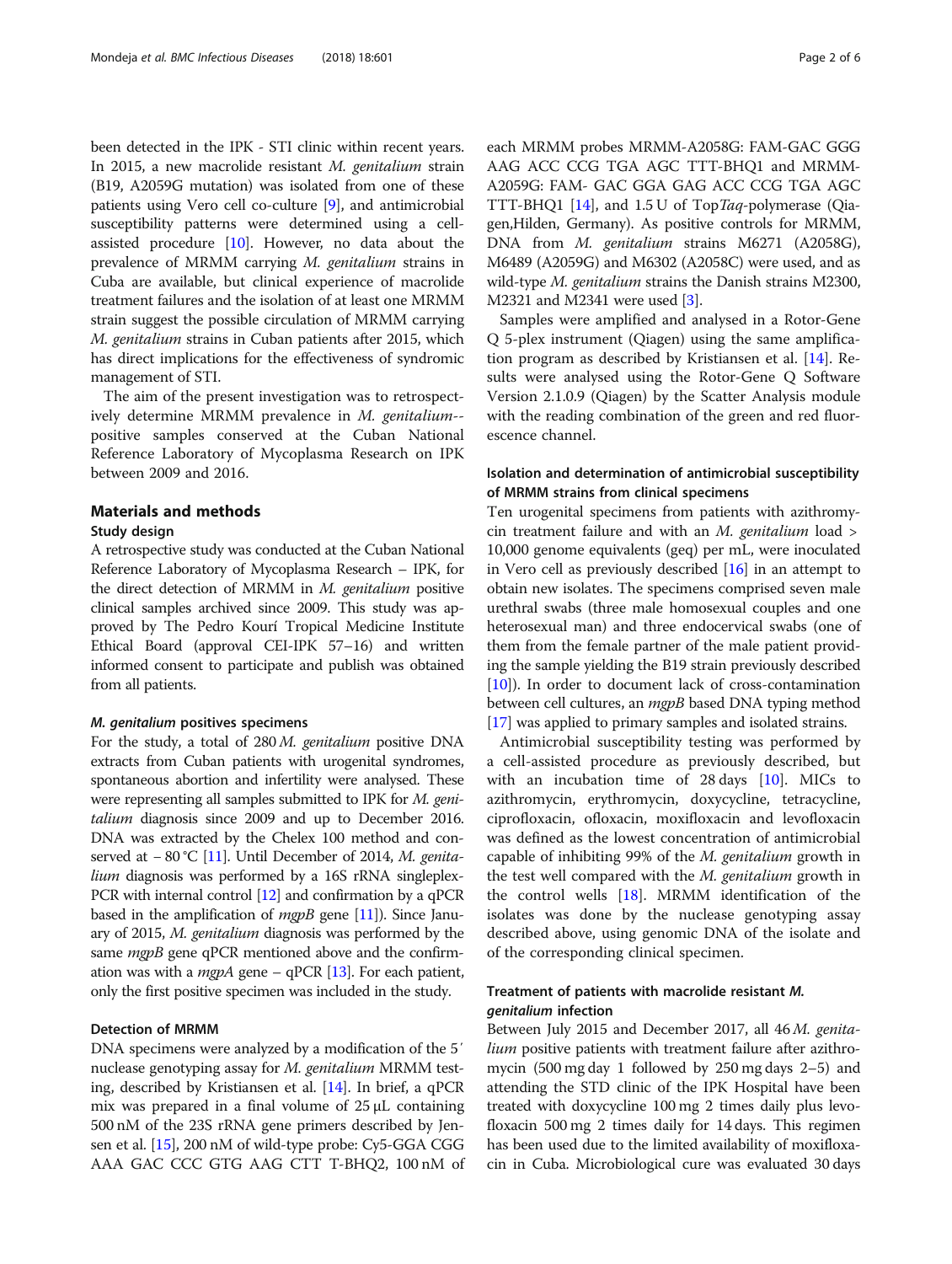been detected in the IPK - STI clinic within recent years. In 2015, a new macrolide resistant *M. genitalium* strain (B19, A2059G mutation) was isolated from one of these patients using Vero cell co-culture [9], and antimicrobial susceptibility patterns were determined using a cell-assisted procedure [10]. However, no data about the prevalence of MRMM carrying *M. genitalium* strains in Cuba are available, but clinical experience of macrolide treatment failures and the isolation of at least one MRMM strain suggest the possible circulation of MRMM carrying *M. genitalium* strains in Cuban patients after 2015, which has direct implications for the effectiveness of syndromic management of STI.

The aim of the present investigation was to retrospectively determine MRMM prevalence in *M. genitalium*--positive samples conserved at the Cuban National Reference Laboratory of Mycoplasma Research on IPK between 2009 and 2016.

## Materials and methods

### Study design

A retrospective study was conducted at the Cuban National Reference Laboratory of Mycoplasma Research – IPK, for the direct detection of MRMM in *M. genitalium* positive clinical samples archived since 2009. This study was approved by The Pedro Kourí Tropical Medicine Institute Ethical Board (approval CEI-IPK 57–16) and written informed consent to participate and publish was obtained from all patients.

#### *M. genitalium* positives specimens

For the study, a total of 280 *M. genitalium* positive DNA extracts from Cuban patients with urogenital syndromes, spontaneous abortion and infertility were analysed. These were representing all samples submitted to IPK for *M. genitalium* diagnosis since 2009 and up to December 2016. DNA was extracted by the Chelex 100 method and conserved at − 80 °C [11]. Until December of 2014, *M. genitalium* diagnosis was performed by a 16S rRNA singleplex-PCR with internal control [12] and confirmation by a qPCR based in the amplification of *mgpB* gene [11]). Since January of 2015, *M. genitalium* diagnosis was performed by the same *mgpB* gene qPCR mentioned above and the confirmation was with a *mgpA* gene – qPCR [13]. For each patient, only the first positive specimen was included in the study.

### Detection of MRMM

DNA specimens were analyzed by a modification of the 5′ nuclease genotyping assay for *M. genitalium* MRMM testing, described by Kristiansen et al. [14]. In brief, a qPCR mix was prepared in a final volume of 25 μL containing 500 nM of the 23S rRNA gene primers described by Jensen et al. [15], 200 nM of wild-type probe: Cy5-GGA CGG AAA GAC CCC GTG AAG CTT T-BHQ2, 100 nM of each MRMM probes MRMM-A2058G: FAM-GAC GGG AAG ACC CCG TGA AGC TTT-BHQ1 and MRMM-A2059G: FAM- GAC GGA GAG ACC CCG TGA AGC TTT-BHQ1 [14], and 1.5 U of Top*Taq*-polymerase (Qiagen,Hilden, Germany). As positive controls for MRMM, DNA from *M. genitalium* strains M6271 (A2058G), M6489 (A2059G) and M6302 (A2058C) were used, and as wild-type *M. genitalium* strains the Danish strains M2300, M2321 and M2341 were used [3].

Samples were amplified and analysed in a Rotor-Gene Q 5-plex instrument (Qiagen) using the same amplification program as described by Kristiansen et al. [14]. Results were analysed using the Rotor-Gene Q Software Version 2.1.0.9 (Qiagen) by the Scatter Analysis module with the reading combination of the green and red fluorescence channel.

### Isolation and determination of antimicrobial susceptibility of MRMM strains from clinical specimens

Ten urogenital specimens from patients with azithromycin treatment failure and with an *M. genitalium* load > 10,000 genome equivalents (geq) per mL, were inoculated in Vero cell as previously described [16] in an attempt to obtain new isolates. The specimens comprised seven male urethral swabs (three male homosexual couples and one heterosexual man) and three endocervical swabs (one of them from the female partner of the male patient providing the sample yielding the B19 strain previously described [10]). In order to document lack of cross-contamination between cell cultures, an *mgpB* based DNA typing method [17] was applied to primary samples and isolated strains.

Antimicrobial susceptibility testing was performed by a cell-assisted procedure as previously described, but with an incubation time of 28 days [10]. MICs to azithromycin, erythromycin, doxycycline, tetracycline, ciprofloxacin, ofloxacin, moxifloxacin and levofloxacin was defined as the lowest concentration of antimicrobial capable of inhibiting 99% of the *M. genitalium* growth in the test well compared with the *M. genitalium* growth in the control wells [18]. MRMM identification of the isolates was done by the nuclease genotyping assay described above, using genomic DNA of the isolate and of the corresponding clinical specimen.

### Treatment of patients with macrolide resistant *M. genitalium* infection

Between July 2015 and December 2017, all 46 *M. genitalium* positive patients with treatment failure after azithromycin (500 mg day 1 followed by 250 mg days 2–5) and attending the STD clinic of the IPK Hospital have been treated with doxycycline 100 mg 2 times daily plus levofloxacin 500 mg 2 times daily for 14 days. This regimen has been used due to the limited availability of moxifloxacin in Cuba. Microbiological cure was evaluated 30 days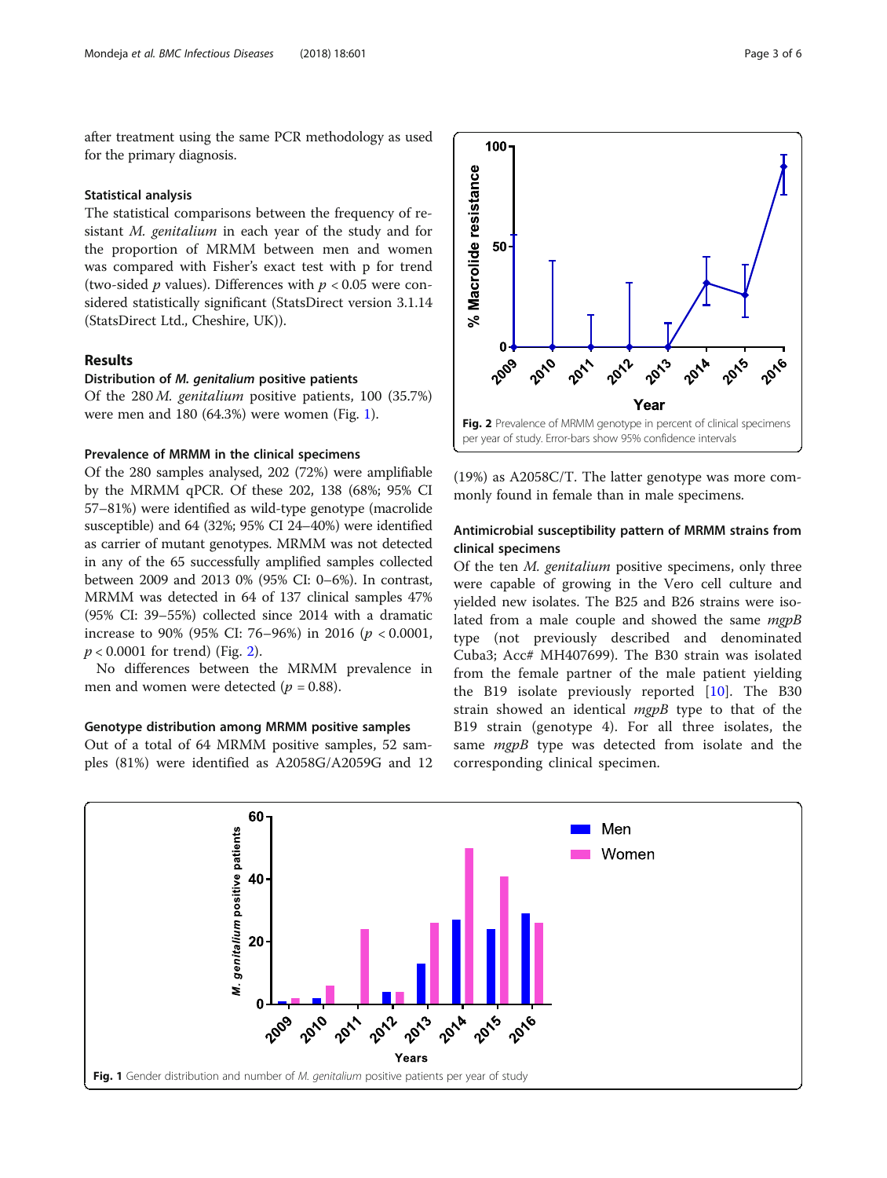after treatment using the same PCR methodology as used for the primary diagnosis.

### Statistical analysis

The statistical comparisons between the frequency of resistant *M. genitalium* in each year of the study and for the proportion of MRMM between men and women was compared with Fisher's exact test with p for trend (two-sided $p$ values). Differences with $p < 0.05$ were considered statistically significant (StatsDirect version 3.1.14 (StatsDirect Ltd., Cheshire, UK)).

## Results

### Distribution of *M. genitalium* positive patients

Of the 280 *M. genitalium* positive patients, 100 (35.7%) were men and 180 (64.3%) were women (Fig. 1).

### Prevalence of MRMM in the clinical specimens

Of the 280 samples analysed, 202 (72%) were amplifiable by the MRMM qPCR. Of these 202, 138 (68%; 95% CI 57–81%) were identified as wild-type genotype (macrolide susceptible) and 64 (32%; 95% CI 24–40%) were identified as carrier of mutant genotypes. MRMM was not detected in any of the 65 successfully amplified samples collected between 2009 and 2013 0% (95% CI: 0–6%). In contrast, MRMM was detected in 64 of 137 clinical samples 47% (95% CI: 39–55%) collected since 2014 with a dramatic increase to 90% (95% CI: 76–96%) in 2016 ($p < 0.0001$, $p < 0.0001$ for trend) (Fig. 2).

No differences between the MRMM prevalence in men and women were detected ($p = 0.88$).

### Genotype distribution among MRMM positive samples

Out of a total of 64 MRMM positive samples, 52 samples (81%) were identified as A2058G/A2059G and 12 (19%) as A2058C/T. The latter genotype was more commonly found in female than in male specimens.

Fig. 2 Prevalence of MRMM genotype in percent of clinical specimens per year of study. Error-bars show 95% confidence intervals

### Antimicrobial susceptibility pattern of MRMM strains from clinical specimens

Of the ten *M. genitalium* positive specimens, only three were capable of growing in the Vero cell culture and yielded new isolates. The B25 and B26 strains were isolated from a male couple and showed the same *mgpB* type (not previously described and denominated Cuba3; Acc# MH407699). The B30 strain was isolated from the female partner of the male patient yielding the B19 isolate previously reported [10]. The B30 strain showed an identical *mgpB* type to that of the B19 strain (genotype 4). For all three isolates, the same *mgpB* type was detected from isolate and the corresponding clinical specimen.

Fig. 1 Gender distribution and number of *M. genitalium* positive patients per year of study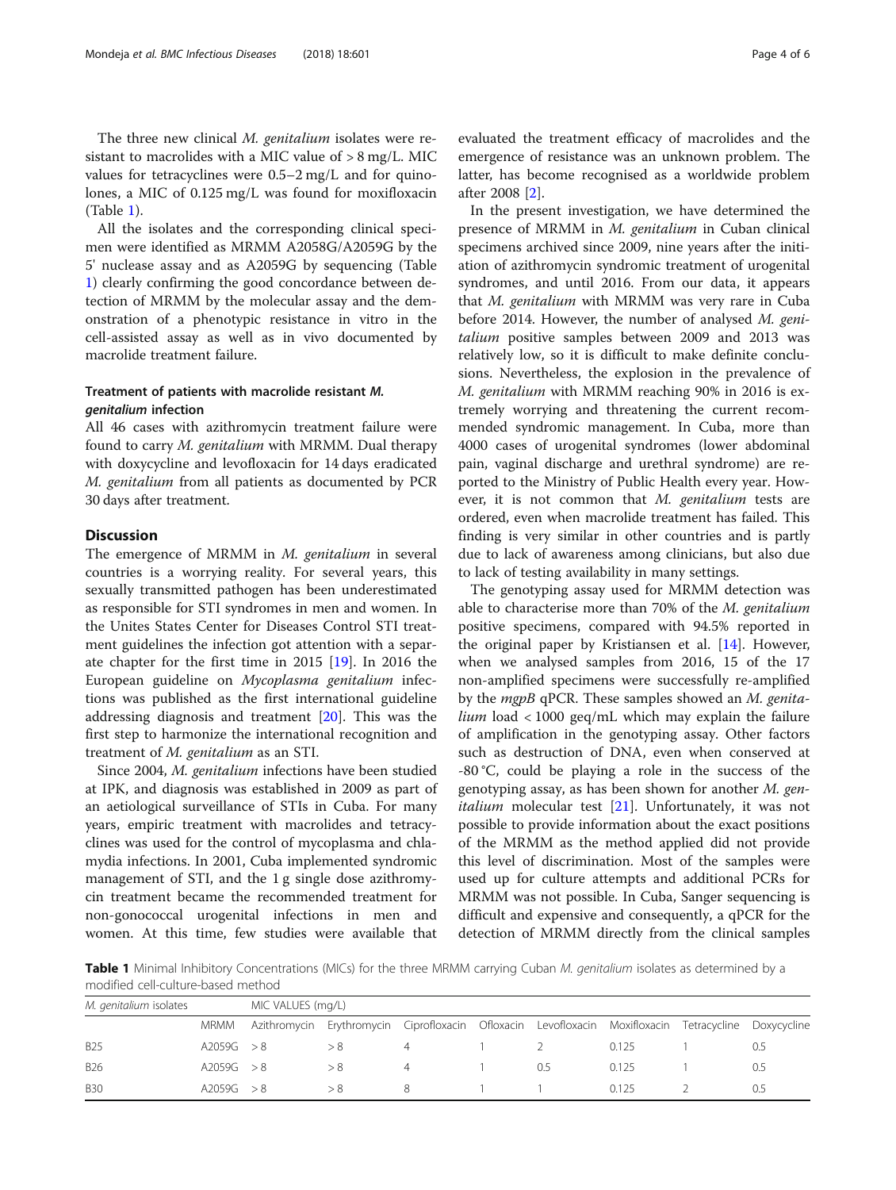The three new clinical *M. genitalium* isolates were resistant to macrolides with a MIC value of > 8 mg/L. MIC values for tetracyclines were 0.5–2 mg/L and for quinolones, a MIC of 0.125 mg/L was found for moxifloxacin (Table 1).

All the isolates and the corresponding clinical specimen were identified as MRMM A2058G/A2059G by the 5' nuclease assay and as A2059G by sequencing (Table 1) clearly confirming the good concordance between detection of MRMM by the molecular assay and the demonstration of a phenotypic resistance in vitro in the cell-assisted assay as well as in vivo documented by macrolide treatment failure.

### Treatment of patients with macrolide resistant *M. genitalium* infection

All 46 cases with azithromycin treatment failure were found to carry *M. genitalium* with MRMM. Dual therapy with doxycycline and levofloxacin for 14 days eradicated *M. genitalium* from all patients as documented by PCR 30 days after treatment.

## Discussion

The emergence of MRMM in *M. genitalium* in several countries is a worrying reality. For several years, this sexually transmitted pathogen has been underestimated as responsible for STI syndromes in men and women. In the Unites States Center for Diseases Control STI treatment guidelines the infection got attention with a separate chapter for the first time in 2015 [19]. In 2016 the European guideline on *Mycoplasma genitalium* infections was published as the first international guideline addressing diagnosis and treatment [20]. This was the first step to harmonize the international recognition and treatment of *M. genitalium* as an STI.

Since 2004, *M. genitalium* infections have been studied at IPK, and diagnosis was established in 2009 as part of an aetiological surveillance of STIs in Cuba. For many years, empiric treatment with macrolides and tetracyclines was used for the control of mycoplasma and chlamydia infections. In 2001, Cuba implemented syndromic management of STI, and the 1 g single dose azithromycin treatment became the recommended treatment for non-gonococcal urogenital infections in men and women. At this time, few studies were available that evaluated the treatment efficacy of macrolides and the emergence of resistance was an unknown problem. The latter, has become recognised as a worldwide problem after 2008 [2].

In the present investigation, we have determined the presence of MRMM in *M. genitalium* in Cuban clinical specimens archived since 2009, nine years after the initiation of azithromycin syndromic treatment of urogenital syndromes, and until 2016. From our data, it appears that *M. genitalium* with MRMM was very rare in Cuba before 2014. However, the number of analysed *M. genitalium* positive samples between 2009 and 2013 was relatively low, so it is difficult to make definite conclusions. Nevertheless, the explosion in the prevalence of *M. genitalium* with MRMM reaching 90% in 2016 is extremely worrying and threatening the current recommended syndromic management. In Cuba, more than 4000 cases of urogenital syndromes (lower abdominal pain, vaginal discharge and urethral syndrome) are reported to the Ministry of Public Health every year. However, it is not common that *M. genitalium* tests are ordered, even when macrolide treatment has failed. This finding is very similar in other countries and is partly due to lack of awareness among clinicians, but also due to lack of testing availability in many settings.

The genotyping assay used for MRMM detection was able to characterise more than 70% of the *M. genitalium* positive specimens, compared with 94.5% reported in the original paper by Kristiansen et al. [14]. However, when we analysed samples from 2016, 15 of the 17 non-amplified specimens were successfully re-amplified by the *mgpB* qPCR. These samples showed an *M. genitalium* load < 1000 geq/mL which may explain the failure of amplification in the genotyping assay. Other factors such as destruction of DNA, even when conserved at -80 °C, could be playing a role in the success of the genotyping assay, as has been shown for another *M. genitalium* molecular test [21]. Unfortunately, it was not possible to provide information about the exact positions of the MRMM as the method applied did not provide this level of discrimination. Most of the samples were used up for culture attempts and additional PCRs for MRMM was not possible. In Cuba, Sanger sequencing is difficult and expensive and consequently, a qPCR for the detection of MRMM directly from the clinical samples

**Table 1** Minimal Inhibitory Concentrations (MICs) for the three MRMM carrying Cuban *M. genitalium* isolates as determined by a modified cell-culture-based method

| *M. genitalium* isolates | | MIC VALUES (mg/L) | | | | | | | |
|---|---|---|---|---|---|---|---|---|---|
| | MRMM | Azithromycin | Erythromycin | Ciprofloxacin | Ofloxacin | Levofloxacin | Moxifloxacin | Tetracycline | Doxycycline |
| B25 | A2059G | > 8 | > 8 | 4 | 1 | 2 | 0.125 | 1 | 0.5 |
| B26 | A2059G | > 8 | > 8 | 4 | 1 | 0.5 | 0.125 | 1 | 0.5 |
| B30 | A2059G | > 8 | > 8 | 8 | 1 | 1 | 0.125 | 2 | 0.5 |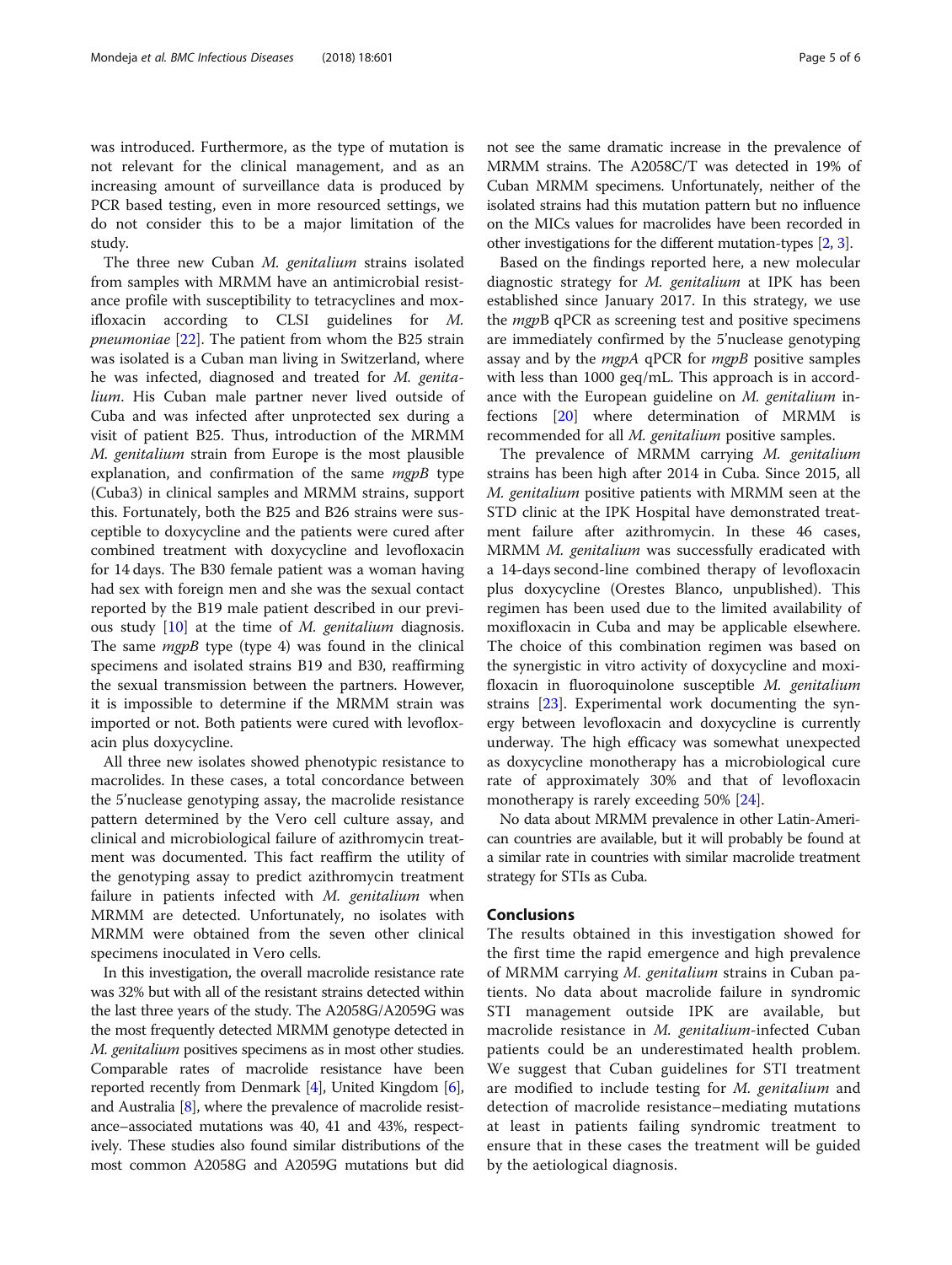was introduced. Furthermore, as the type of mutation is not relevant for the clinical management, and as an increasing amount of surveillance data is produced by PCR based testing, even in more resourced settings, we do not consider this to be a major limitation of the study.

The three new Cuban *M. genitalium* strains isolated from samples with MRMM have an antimicrobial resistance profile with susceptibility to tetracyclines and moxifloxacin according to CLSI guidelines for *M. pneumoniae* [22]. The patient from whom the B25 strain was isolated is a Cuban man living in Switzerland, where he was infected, diagnosed and treated for *M. genitalium*. His Cuban male partner never lived outside of Cuba and was infected after unprotected sex during a visit of patient B25. Thus, introduction of the MRMM *M. genitalium* strain from Europe is the most plausible explanation, and confirmation of the same *mgpB* type (Cuba3) in clinical samples and MRMM strains, support this. Fortunately, both the B25 and B26 strains were susceptible to doxycycline and the patients were cured after combined treatment with doxycycline and levofloxacin for 14 days. The B30 female patient was a woman having had sex with foreign men and she was the sexual contact reported by the B19 male patient described in our previous study [10] at the time of *M. genitalium* diagnosis. The same *mgpB* type (type 4) was found in the clinical specimens and isolated strains B19 and B30, reaffirming the sexual transmission between the partners. However, it is impossible to determine if the MRMM strain was imported or not. Both patients were cured with levofloxacin plus doxycycline.

All three new isolates showed phenotypic resistance to macrolides. In these cases, a total concordance between the 5'nuclease genotyping assay, the macrolide resistance pattern determined by the Vero cell culture assay, and clinical and microbiological failure of azithromycin treatment was documented. This fact reaffirm the utility of the genotyping assay to predict azithromycin treatment failure in patients infected with *M. genitalium* when MRMM are detected. Unfortunately, no isolates with MRMM were obtained from the seven other clinical specimens inoculated in Vero cells.

In this investigation, the overall macrolide resistance rate was 32% but with all of the resistant strains detected within the last three years of the study. The A2058G/A2059G was the most frequently detected MRMM genotype detected in *M. genitalium* positives specimens as in most other studies. Comparable rates of macrolide resistance have been reported recently from Denmark [4], United Kingdom [6], and Australia [8], where the prevalence of macrolide resistance–associated mutations was 40, 41 and 43%, respectively. These studies also found similar distributions of the most common A2058G and A2059G mutations but did not see the same dramatic increase in the prevalence of MRMM strains. The A2058C/T was detected in 19% of Cuban MRMM specimens. Unfortunately, neither of the isolated strains had this mutation pattern but no influence on the MICs values for macrolides have been recorded in other investigations for the different mutation-types [2, 3].

Based on the findings reported here, a new molecular diagnostic strategy for *M. genitalium* at IPK has been established since January 2017. In this strategy, we use the *mgp*B qPCR as screening test and positive specimens are immediately confirmed by the 5'nuclease genotyping assay and by the *mgpA* qPCR for *mgpB* positive samples with less than 1000 geq/mL. This approach is in accordance with the European guideline on *M. genitalium* infections [20] where determination of MRMM is recommended for all *M. genitalium* positive samples.

The prevalence of MRMM carrying *M. genitalium* strains has been high after 2014 in Cuba. Since 2015, all *M. genitalium* positive patients with MRMM seen at the STD clinic at the IPK Hospital have demonstrated treatment failure after azithromycin. In these 46 cases, MRMM *M. genitalium* was successfully eradicated with a 14-days second-line combined therapy of levofloxacin plus doxycycline (Orestes Blanco, unpublished). This regimen has been used due to the limited availability of moxifloxacin in Cuba and may be applicable elsewhere. The choice of this combination regimen was based on the synergistic in vitro activity of doxycycline and moxifloxacin in fluoroquinolone susceptible *M. genitalium* strains [23]. Experimental work documenting the synergy between levofloxacin and doxycycline is currently underway. The high efficacy was somewhat unexpected as doxycycline monotherapy has a microbiological cure rate of approximately 30% and that of levofloxacin monotherapy is rarely exceeding 50% [24].

No data about MRMM prevalence in other Latin-American countries are available, but it will probably be found at a similar rate in countries with similar macrolide treatment strategy for STIs as Cuba.

## Conclusions

The results obtained in this investigation showed for the first time the rapid emergence and high prevalence of MRMM carrying *M. genitalium* strains in Cuban patients. No data about macrolide failure in syndromic STI management outside IPK are available, but macrolide resistance in *M. genitalium*-infected Cuban patients could be an underestimated health problem. We suggest that Cuban guidelines for STI treatment are modified to include testing for *M. genitalium* and detection of macrolide resistance–mediating mutations at least in patients failing syndromic treatment to ensure that in these cases the treatment will be guided by the aetiological diagnosis.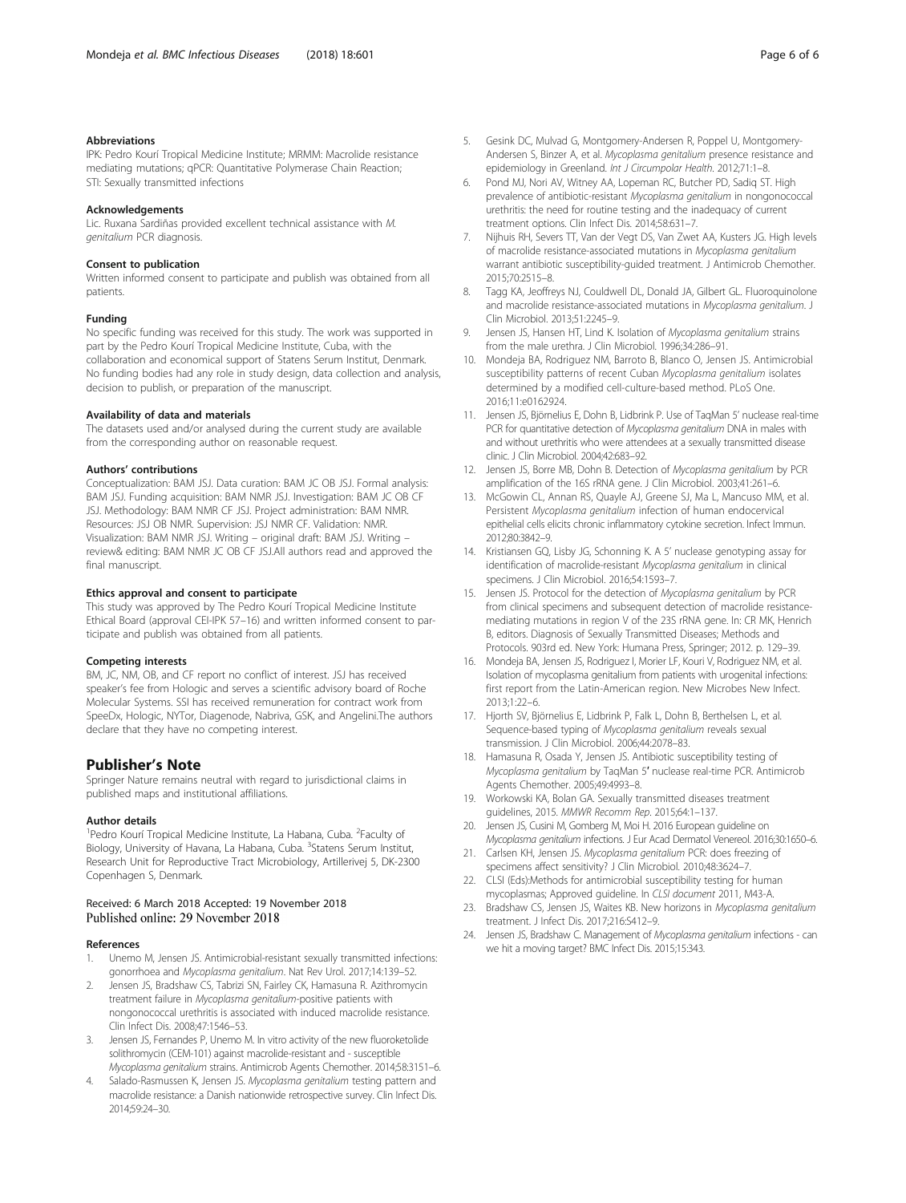### Abbreviations

IPK: Pedro Kourí Tropical Medicine Institute; MRMM: Macrolide resistance mediating mutations; qPCR: Quantitative Polymerase Chain Reaction; STI: Sexually transmitted infections

### Acknowledgements

Lic. Ruxana Sardiñas provided excellent technical assistance with *M. genitalium* PCR diagnosis.

### Consent to publication

Written informed consent to participate and publish was obtained from all patients.

### Funding

No specific funding was received for this study. The work was supported in part by the Pedro Kourí Tropical Medicine Institute, Cuba, with the collaboration and economical support of Statens Serum Institut, Denmark. No funding bodies had any role in study design, data collection and analysis, decision to publish, or preparation of the manuscript.

### Availability of data and materials

The datasets used and/or analysed during the current study are available from the corresponding author on reasonable request.

### Authors' contributions

Conceptualization: BAM JSJ. Data curation: BAM JC OB JSJ. Formal analysis: BAM JSJ. Funding acquisition: BAM NMR JSJ. Investigation: BAM JC OB CF JSJ. Methodology: BAM NMR CF JSJ. Project administration: BAM NMR. Resources: JSJ OB NMR. Supervision: JSJ NMR CF. Validation: NMR. Visualization: BAM NMR JSJ. Writing – original draft: BAM JSJ. Writing – review& editing: BAM NMR JC OB CF JSJ.All authors read and approved the final manuscript.

### Ethics approval and consent to participate

This study was approved by The Pedro Kourí Tropical Medicine Institute Ethical Board (approval CEI-IPK 57–16) and written informed consent to participate and publish was obtained from all patients.

### Competing interests

BM, JC, NM, OB, and CF report no conflict of interest. JSJ has received speaker's fee from Hologic and serves a scientific advisory board of Roche Molecular Systems. SSI has received remuneration for contract work from SpeeDx, Hologic, NYTor, Diagenode, Nabriva, GSK, and Angelini.The authors declare that they have no competing interest.

## Publisher's Note

Springer Nature remains neutral with regard to jurisdictional claims in published maps and institutional affiliations.

### Author details

[1]Pedro Kourí Tropical Medicine Institute, La Habana, Cuba. [2]Faculty of Biology, University of Havana, La Habana, Cuba. [3]Statens Serum Institut, Research Unit for Reproductive Tract Microbiology, Artillerivej 5, DK-2300 Copenhagen S, Denmark.

Received: 6 March 2018 Accepted: 19 November 2018
Published online: 29 November 2018

### References

1. Unemo M, Jensen JS. Antimicrobial-resistant sexually transmitted infections: gonorrhoea and *Mycoplasma genitalium*. Nat Rev Urol. 2017;14:139–52.
2. Jensen JS, Bradshaw CS, Tabrizi SN, Fairley CK, Hamasuna R. Azithromycin treatment failure in *Mycoplasma genitalium*-positive patients with nongonococcal urethritis is associated with induced macrolide resistance. Clin Infect Dis. 2008;47:1546–53.
3. Jensen JS, Fernandes P, Unemo M. In vitro activity of the new fluoroketolide solithromycin (CEM-101) against macrolide-resistant and - susceptible *Mycoplasma genitalium* strains. Antimicrob Agents Chemother. 2014;58:3151–6.
4. Salado-Rasmussen K, Jensen JS. *Mycoplasma genitalium* testing pattern and macrolide resistance: a Danish nationwide retrospective survey. Clin Infect Dis. 2014;59:24–30.
5. Gesink DC, Mulvad G, Montgomery-Andersen R, Poppel U, Montgomery-Andersen S, Binzer A, et al. *Mycoplasma genitalium* presence resistance and epidemiology in Greenland. *Int J Circumpolar Health*. 2012;71:1–8.
6. Pond MJ, Nori AV, Witney AA, Lopeman RC, Butcher PD, Sadiq ST. High prevalence of antibiotic-resistant *Mycoplasma genitalium* in nongonococcal urethritis: the need for routine testing and the inadequacy of current treatment options. Clin Infect Dis. 2014;58:631–7.
7. Nijhuis RH, Severs TT, Van der Vegt DS, Van Zwet AA, Kusters JG. High levels of macrolide resistance-associated mutations in *Mycoplasma genitalium* warrant antibiotic susceptibility-guided treatment. J Antimicrob Chemother. 2015;70:2515–8.
8. Tagg KA, Jeoffreys NJ, Couldwell DL, Donald JA, Gilbert GL. Fluoroquinolone and macrolide resistance-associated mutations in *Mycoplasma genitalium*. J Clin Microbiol. 2013;51:2245–9.
9. Jensen JS, Hansen HT, Lind K. Isolation of *Mycoplasma genitalium* strains from the male urethra. J Clin Microbiol. 1996;34:286–91.
10. Mondeja BA, Rodriguez NM, Barroto B, Blanco O, Jensen JS. Antimicrobial susceptibility patterns of recent Cuban *Mycoplasma genitalium* isolates determined by a modified cell-culture-based method. PLoS One. 2016;11:e0162924.
11. Jensen JS, Björnelius E, Dohn B, Lidbrink P. Use of TaqMan 5′ nuclease real-time PCR for quantitative detection of *Mycoplasma genitalium* DNA in males with and without urethritis who were attendees at a sexually transmitted disease clinic. J Clin Microbiol. 2004;42:683–92.
12. Jensen JS, Borre MB, Dohn B. Detection of *Mycoplasma genitalium* by PCR amplification of the 16S rRNA gene. J Clin Microbiol. 2003;41:261–6.
13. McGowin CL, Annan RS, Quayle AJ, Greene SJ, Ma L, Mancuso MM, et al. Persistent *Mycoplasma genitalium* infection of human endocervical epithelial cells elicits chronic inflammatory cytokine secretion. Infect Immun. 2012;80:3842–9.
14. Kristiansen GQ, Lisby JG, Schonning K. A 5′ nuclease genotyping assay for identification of macrolide-resistant *Mycoplasma genitalium* in clinical specimens. J Clin Microbiol. 2016;54:1593–7.
15. Jensen JS. Protocol for the detection of *Mycoplasma genitalium* by PCR from clinical specimens and subsequent detection of macrolide resistance-mediating mutations in region V of the 23S rRNA gene. In: CR MK, Henrich B, editors. Diagnosis of Sexually Transmitted Diseases; Methods and Protocols. 903rd ed. New York: Humana Press, Springer; 2012. p. 129–39.
16. Mondeja BA, Jensen JS, Rodriguez I, Morier LF, Kouri V, Rodriguez NM, et al. Isolation of mycoplasma genitalium from patients with urogenital infections: first report from the Latin-American region. New Microbes New Infect. 2013;1:22–6.
17. Hjorth SV, Björnelius E, Lidbrink P, Falk L, Dohn B, Berthelsen L, et al. Sequence-based typing of *Mycoplasma genitalium* reveals sexual transmission. J Clin Microbiol. 2006;44:2078–83.
18. Hamasuna R, Osada Y, Jensen JS. Antibiotic susceptibility testing of *Mycoplasma genitalium* by TaqMan 5′ nuclease real-time PCR. Antimicrob Agents Chemother. 2005;49:4993–8.
19. Workowski KA, Bolan GA. Sexually transmitted diseases treatment guidelines, 2015. *MMWR Recomm Rep*. 2015;64:1–137.
20. Jensen JS, Cusini M, Gomberg M, Moi H. 2016 European guideline on *Mycoplasma genitalium* infections. J Eur Acad Dermatol Venereol. 2016;30:1650–6.
21. Carlsen KH, Jensen JS. *Mycoplasma genitalium* PCR: does freezing of specimens affect sensitivity? J Clin Microbiol. 2010;48:3624–7.
22. CLSI (Eds):Methods for antimicrobial susceptibility testing for human mycoplasmas; Approved guideline. In *CLSI document* 2011, M43-A.
23. Bradshaw CS, Jensen JS, Waites KB. New horizons in *Mycoplasma genitalium* treatment. J Infect Dis. 2017;216:S412–9.
24. Jensen JS, Bradshaw C. Management of *Mycoplasma genitalium* infections - can we hit a moving target? BMC Infect Dis. 2015;15:343.